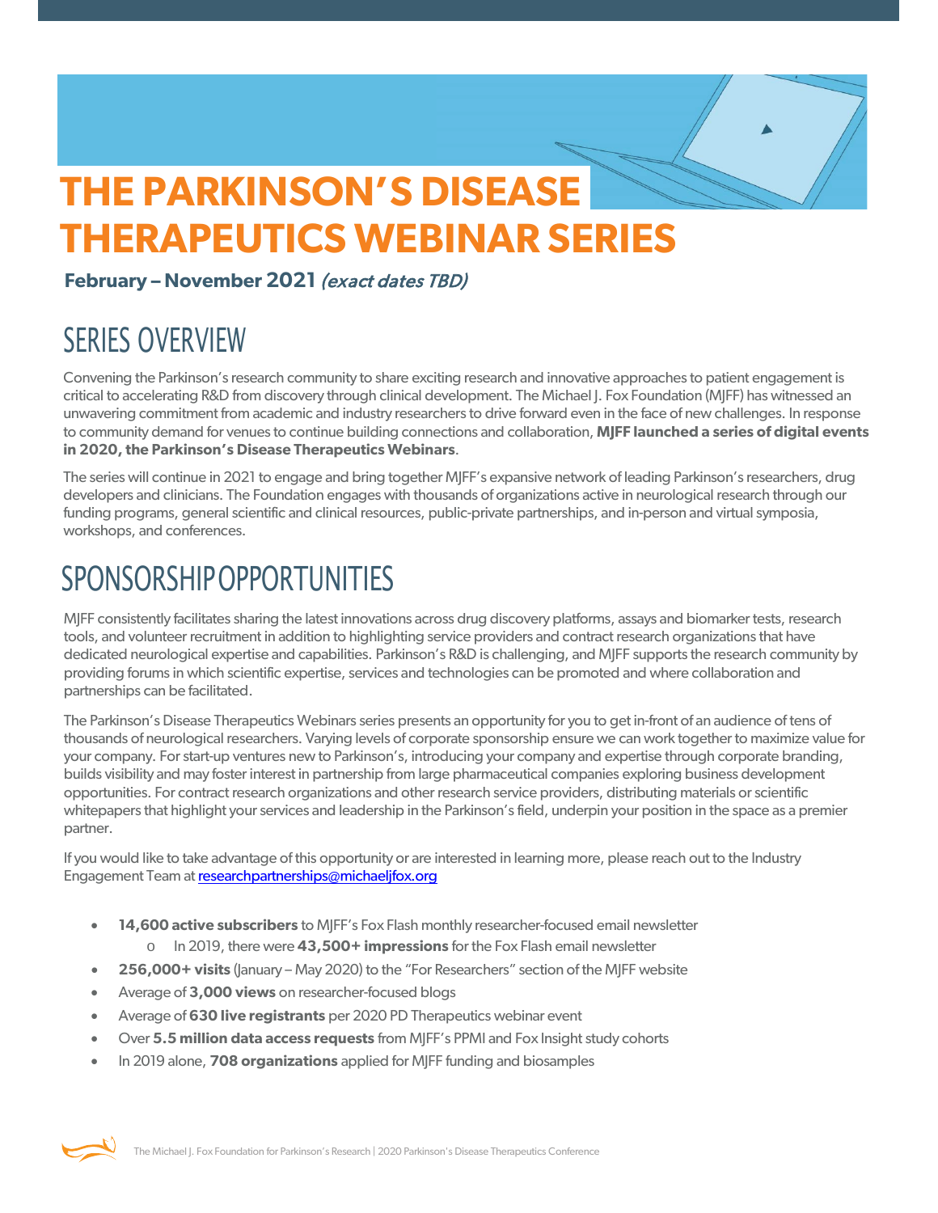# THE PARKINSON'S DISEASE THERAPEUTICS WEBINAR SERIES

**February – November 2021** *(exact dates TBD)*

## SERIES OVERVIEW

Convening the Parkinson's research community to share exciting research and innovative approaches to patient engagement is critical to accelerating R&D from discovery through clinical development. The Michael J. Fox Foundation (MJFF) has witnessed an unwavering commitment from academic and industry researchers to drive forward even in the face of new challenges. In response to community demand for venues to continue building connections and collaboration, **MJFF launched a series of digital events in 2020, the Parkinson's Disease Therapeutics Webinars**.

The series will continue in 2021 to engage and bring together MJFF's expansive network of leading Parkinson's researchers, drug developers and clinicians. The Foundation engages with thousands of organizations active in neurological research through our funding programs, general scientific and clinical resources, public-private partnerships, and in-person and virtual symposia, workshops, and conferences.

## SPONSORSHIP OPPORTUNITIES

MJFF consistently facilitates sharing the latest innovations across drug discovery platforms, assays and biomarker tests, research tools, and volunteer recruitment in addition to highlighting service providers and contract research organizations that have dedicated neurological expertise and capabilities. Parkinson's R&D is challenging, and MJFF supports the research community by providing forums in which scientific expertise, services and technologies can be promoted and where collaboration and partnerships can be facilitated.

The Parkinson's Disease Therapeutics Webinars series presents an opportunity for you to get in-front of an audience of tens of thousands of neurological researchers. Varying levels of corporate sponsorship ensure we can work together to maximize value for your company. For start-up ventures new to Parkinson's, introducing your company and expertise through corporate branding, builds visibility and may foster interest in partnership from large pharmaceutical companies exploring business development opportunities. For contract research organizations and other research service providers, distributing materials or scientific whitepapers that highlight your services and leadership in the Parkinson's field, underpin your position in the space as a premier partner.

If you would like to take advantage of this opportunity or are interested in learning more, please reach out to the Industry Engagement Team at researchpartnerships@michaeljfox.org

- **14,600 active subscribers** to MJFF's Fox Flash monthly researcher-focused email newsletter
  - In 2019, there were **43,500+ impressions** for the Fox Flash email newsletter
- **256,000+ visits** (January – May 2020) to the "For Researchers" section of the MJFF website
- Average of **3,000 views** on researcher-focused blogs
- Average of **630 live registrants** per 2020 PD Therapeutics webinar event
- Over **5.5 million data access requests** from MJFF's PPMI and Fox Insight study cohorts
- In 2019 alone, **708 organizations** applied for MJFF funding and biosamples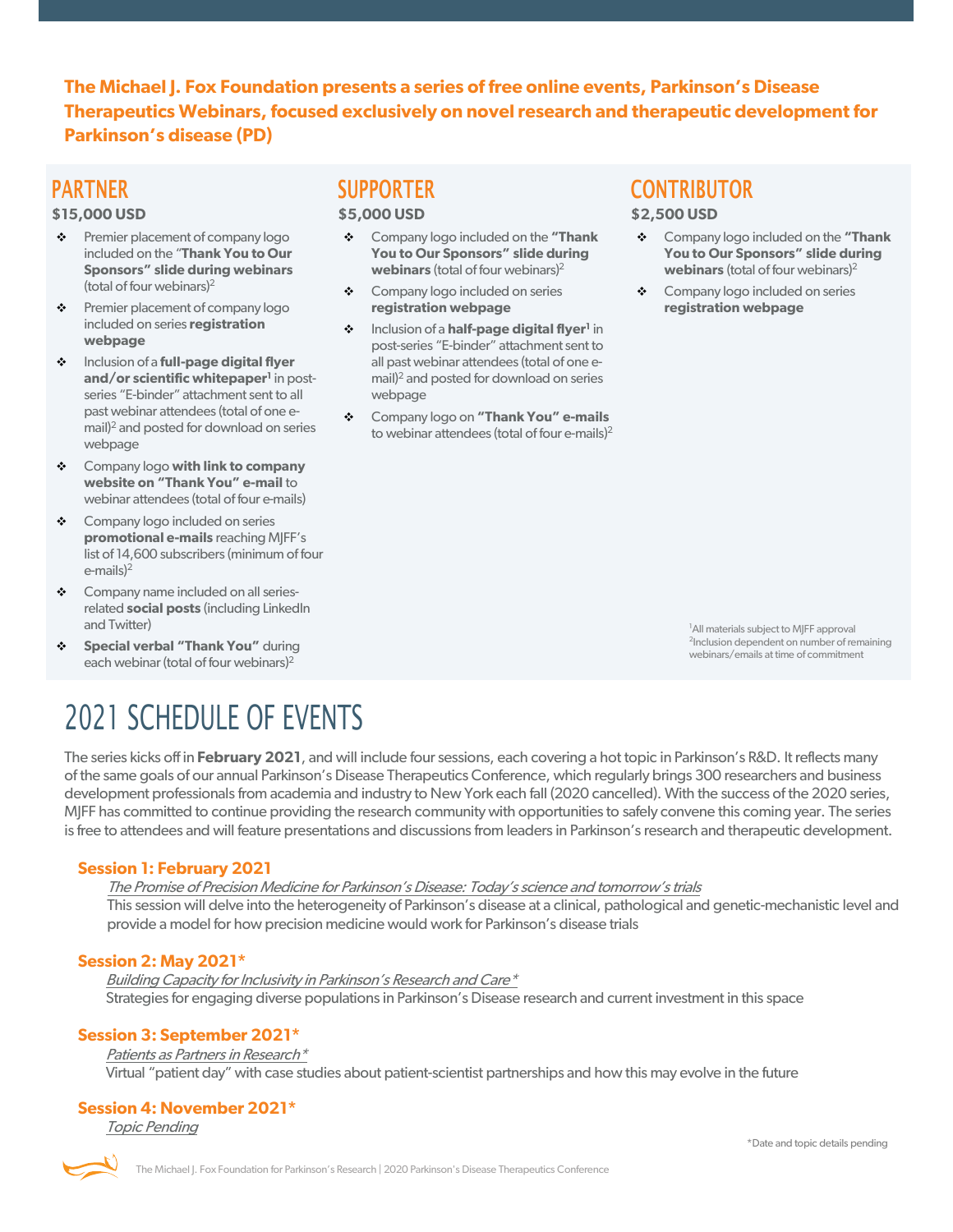**The Michael J. Fox Foundation presents a series of free online events, Parkinson's Disease Therapeutics Webinars, focused exclusively on novel research and therapeutic development for Parkinson's disease (PD)**

## PARTNER

**$15,000 USD**

- Premier placement of company logo included on the "**Thank You to Our Sponsors" slide during webinars** (total of four webinars)[2]
- Premier placement of company logo included on series **registration webpage**
- Inclusion of a **full-page digital flyer and/or scientific whitepaper**[1] in post-series "E-binder" attachment sent to all past webinar attendees (total of one e-mail)[2] and posted for download on series webpage
- Company logo **with link to company website on "Thank You" e-mail** to webinar attendees (total of four e-mails)
- Company logo included on series **promotional e-mails** reaching MJFF's list of 14,600 subscribers (minimum of four e-mails)[2]
- Company name included on all series-related **social posts** (including LinkedIn and Twitter)
- **Special verbal "Thank You"** during each webinar (total of four webinars)[2]

## SUPPORTER

**$5,000 USD**

- Company logo included on the **"Thank You to Our Sponsors" slide during webinars** (total of four webinars)[2]
- Company logo included on series **registration webpage**
- Inclusion of a **half-page digital flyer**[1] in post-series "E-binder" attachment sent to all past webinar attendees (total of one e-mail)[2] and posted for download on series webpage
- Company logo on **"Thank You" e-mails** to webinar attendees (total of four e-mails)[2]

## CONTRIBUTOR

**$2,500 USD**

- Company logo included on the **"Thank You to Our Sponsors" slide during webinars** (total of four webinars)[2]
- Company logo included on series **registration webpage**

[1]All materials subject to MJFF approval
[2]Inclusion dependent on number of remaining webinars/emails at time of commitment

# 2021 SCHEDULE OF EVENTS

The series kicks off in **February 2021**, and will include four sessions, each covering a hot topic in Parkinson's R&D. It reflects many of the same goals of our annual Parkinson's Disease Therapeutics Conference, which regularly brings 300 researchers and business development professionals from academia and industry to New York each fall (2020 cancelled). With the success of the 2020 series, MJFF has committed to continue providing the research community with opportunities to safely convene this coming year. The series is free to attendees and will feature presentations and discussions from leaders in Parkinson's research and therapeutic development.

### Session 1: February 2021

*The Promise of Precision Medicine for Parkinson's Disease: Today's science and tomorrow's trials*

This session will delve into the heterogeneity of Parkinson's disease at a clinical, pathological and genetic-mechanistic level and provide a model for how precision medicine would work for Parkinson's disease trials

### Session 2: May 2021*

*Building Capacity for Inclusivity in Parkinson's Research and Care**

Strategies for engaging diverse populations in Parkinson's Disease research and current investment in this space

### Session 3: September 2021*

*Patients as Partners in Research**

Virtual "patient day" with case studies about patient-scientist partnerships and how this may evolve in the future

### Session 4: November 2021*

*Topic Pending*

*Date and topic details pending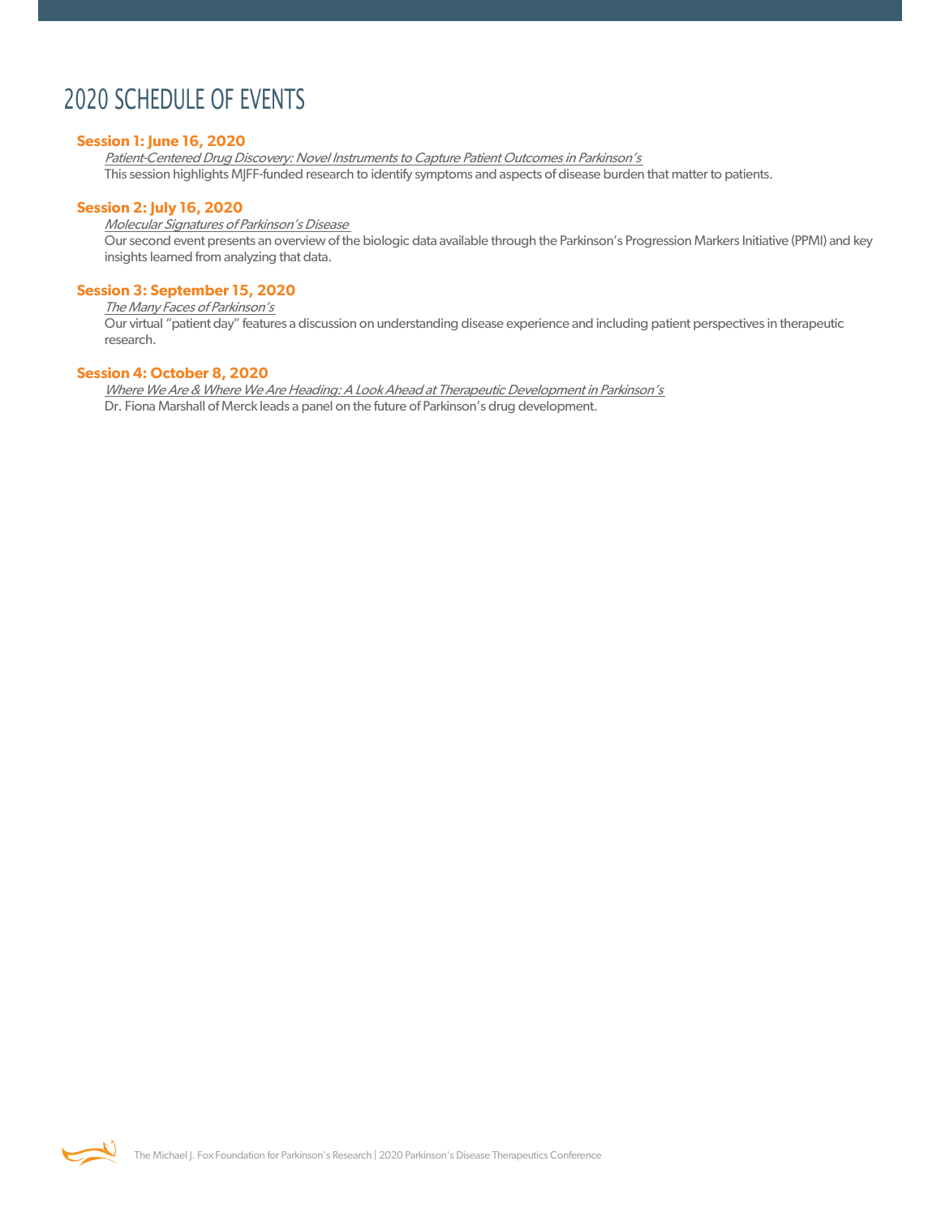# 2020 SCHEDULE OF EVENTS

**Session 1: June 16, 2020**

*Patient-Centered Drug Discovery: Novel Instruments to Capture Patient Outcomes in Parkinson's*

This session highlights MJFF-funded research to identify symptoms and aspects of disease burden that matter to patients.

**Session 2: July 16, 2020**

*Molecular Signatures of Parkinson's Disease*

Our second event presents an overview of the biologic data available through the Parkinson's Progression Markers Initiative (PPMI) and key insights learned from analyzing that data.

**Session 3: September 15, 2020**

*The Many Faces of Parkinson's*

Our virtual "patient day" features a discussion on understanding disease experience and including patient perspectives in therapeutic research.

**Session 4: October 8, 2020**

*Where We Are & Where We Are Heading: A Look Ahead at Therapeutic Development in Parkinson's*

Dr. Fiona Marshall of Merck leads a panel on the future of Parkinson's drug development.